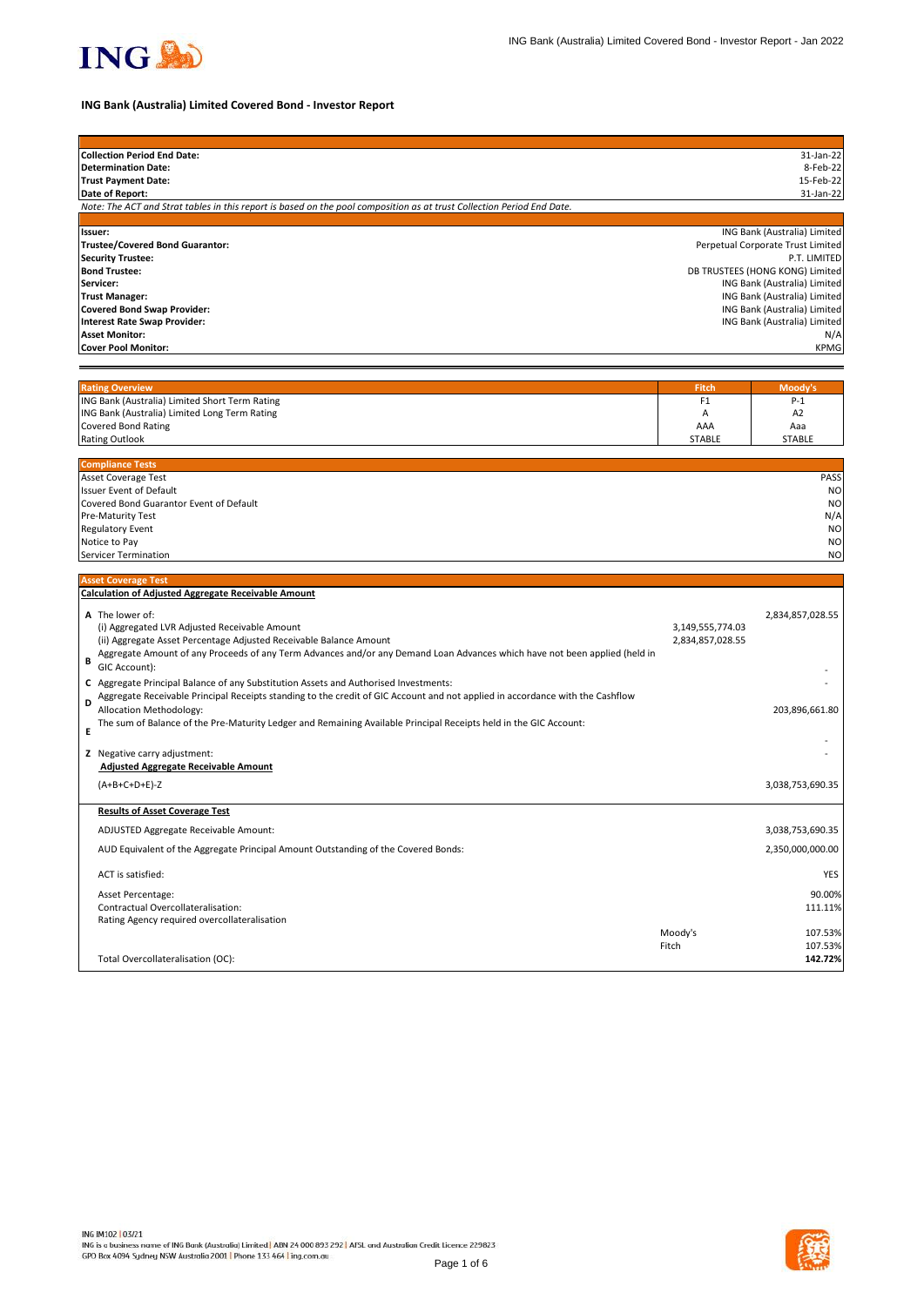## ING Bank (Australia) Limited Covered Bond - Investor Report

| | |
|---|---|
| **Collection Period End Date:** | 31-Jan-22 |
| **Determination Date:** | 8-Feb-22 |
| **Trust Payment Date:** | 15-Feb-22 |
| **Date of Report:** | 31-Jan-22 |

*Note: The ACT and Strat tables in this report is based on the pool composition as at trust Collection Period End Date.*

| | |
|---|---|
| **Issuer:** | ING Bank (Australia) Limited |
| **Trustee/Covered Bond Guarantor:** | Perpetual Corporate Trust Limited |
| **Security Trustee:** | P.T. LIMITED |
| **Bond Trustee:** | DB TRUSTEES (HONG KONG) Limited |
| **Servicer:** | ING Bank (Australia) Limited |
| **Trust Manager:** | ING Bank (Australia) Limited |
| **Covered Bond Swap Provider:** | ING Bank (Australia) Limited |
| **Interest Rate Swap Provider:** | ING Bank (Australia) Limited |
| **Asset Monitor:** | N/A |
| **Cover Pool Monitor:** | KPMG |

| Rating Overview | Fitch | Moody's |
|---|---|---|
| ING Bank (Australia) Limited Short Term Rating | F1 | P-1 |
| ING Bank (Australia) Limited Long Term Rating | A | A2 |
| Covered Bond Rating | AAA | Aaa |
| Rating Outlook | STABLE | STABLE |

| Compliance Tests | |
|---|---|
| Asset Coverage Test | PASS |
| Issuer Event of Default | NO |
| Covered Bond Guarantor Event of Default | NO |
| Pre-Maturity Test | N/A |
| Regulatory Event | NO |
| Notice to Pay | NO |
| Servicer Termination | NO |

### Asset Coverage Test

**Calculation of Adjusted Aggregate Receivable Amount**

| | | | |
|---|---|---|---|
| **A** | The lower of: | | 2,834,857,028.55 |
| | (i) Aggregated LVR Adjusted Receivable Amount | 3,149,555,774.03 | |
| | (ii) Aggregate Asset Percentage Adjusted Receivable Balance Amount | 2,834,857,028.55 | |
| **B** | Aggregate Amount of any Proceeds of any Term Advances and/or any Demand Loan Advances which have not been applied (held in GIC Account): | | - |
| **C** | Aggregate Principal Balance of any Substitution Assets and Authorised Investments: | | - |
| **D** | Aggregate Receivable Principal Receipts standing to the credit of GIC Account and not applied in accordance with the Cashflow Allocation Methodology: | | 203,896,661.80 |
| **E** | The sum of Balance of the Pre-Maturity Ledger and Remaining Available Principal Receipts held in the GIC Account: | | - |
| **Z** | Negative carry adjustment: | | - |
| | **Adjusted Aggregate Receivable Amount** | | |
| | (A+B+C+D+E)-Z | | 3,038,753,690.35 |

**Results of Asset Coverage Test**

| | | |
|---|---|---|
| ADJUSTED Aggregate Receivable Amount: | | 3,038,753,690.35 |
| AUD Equivalent of the Aggregate Principal Amount Outstanding of the Covered Bonds: | | 2,350,000,000.00 |
| ACT is satisfied: | | YES |
| Asset Percentage: | | 90.00% |
| Contractual Overcollateralisation: | | 111.11% |
| Rating Agency required overcollateralisation | | |
| | Moody's | 107.53% |
| | Fitch | 107.53% |
| Total Overcollateralisation (OC): | | **142.72%** |

ING IM102 | 03/21
ING is a business name of ING Bank (Australia) Limited | ABN 24 000 893 292 | AFSL and Australian Credit Licence 229823
GPO Box 4094 Sydney NSW Australia 2001 | Phone 133 464 | ing.com.au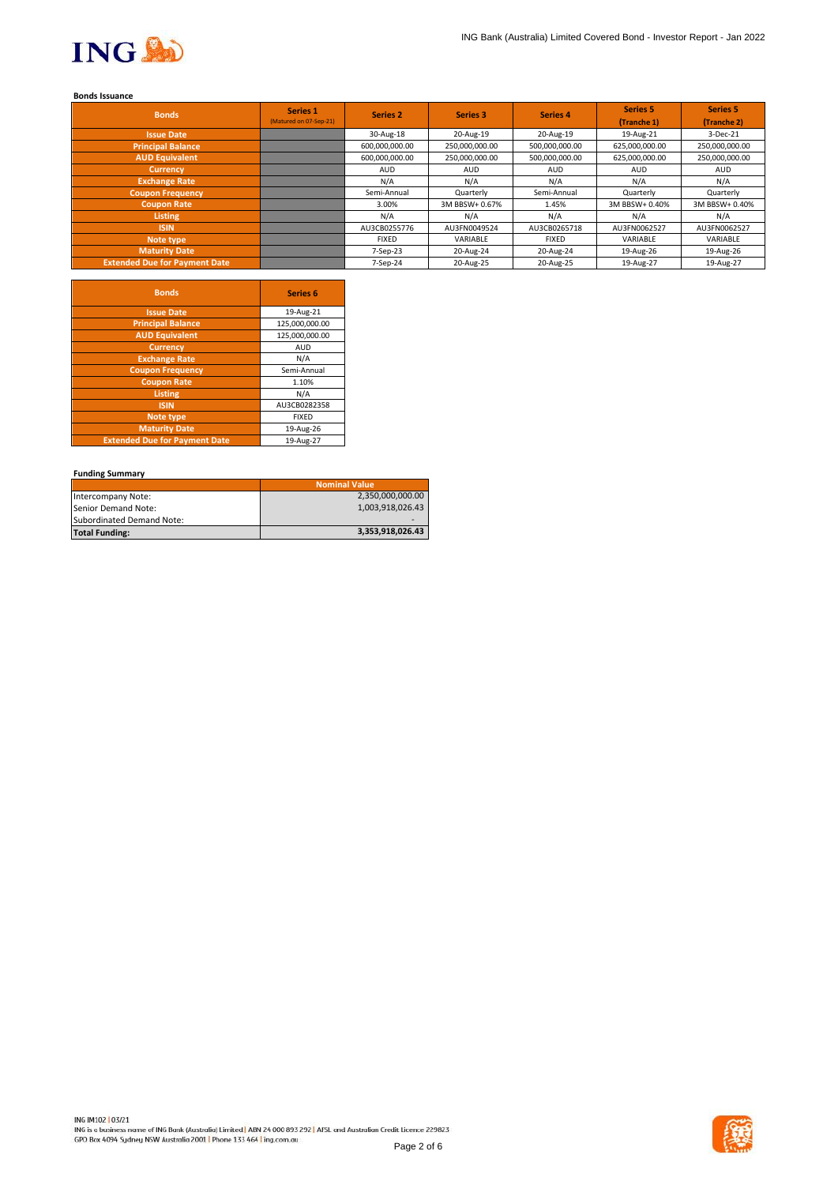**Bonds Issuance**

| Bonds | Series 1 (Matured on 07-Sep-21) | Series 2 | Series 3 | Series 4 | Series 5 (Tranche 1) | Series 5 (Tranche 2) |
|---|---|---|---|---|---|---|
| Issue Date | | 30-Aug-18 | 20-Aug-19 | 20-Aug-19 | 19-Aug-21 | 3-Dec-21 |
| Principal Balance | | 600,000,000.00 | 250,000,000.00 | 500,000,000.00 | 625,000,000.00 | 250,000,000.00 |
| AUD Equivalent | | 600,000,000.00 | 250,000,000.00 | 500,000,000.00 | 625,000,000.00 | 250,000,000.00 |
| Currency | | AUD | AUD | AUD | AUD | AUD |
| Exchange Rate | | N/A | N/A | N/A | N/A | N/A |
| Coupon Frequency | | Semi-Annual | Quarterly | Semi-Annual | Quarterly | Quarterly |
| Coupon Rate | | 3.00% | 3M BBSW+ 0.67% | 1.45% | 3M BBSW+ 0.40% | 3M BBSW+ 0.40% |
| Listing | | N/A | N/A | N/A | N/A | N/A |
| ISIN | | AU3CB0255776 | AU3FN0049524 | AU3CB0265718 | AU3FN0062527 | AU3FN0062527 |
| Note type | | FIXED | VARIABLE | FIXED | VARIABLE | VARIABLE |
| Maturity Date | | 7-Sep-23 | 20-Aug-24 | 20-Aug-24 | 19-Aug-26 | 19-Aug-26 |
| Extended Due for Payment Date | | 7-Sep-24 | 20-Aug-25 | 20-Aug-25 | 19-Aug-27 | 19-Aug-27 |

| Bonds | Series 6 |
|---|---|
| Issue Date | 19-Aug-21 |
| Principal Balance | 125,000,000.00 |
| AUD Equivalent | 125,000,000.00 |
| Currency | AUD |
| Exchange Rate | N/A |
| Coupon Frequency | Semi-Annual |
| Coupon Rate | 1.10% |
| Listing | N/A |
| ISIN | AU3CB0282358 |
| Note type | FIXED |
| Maturity Date | 19-Aug-26 |
| Extended Due for Payment Date | 19-Aug-27 |

**Funding Summary**

| | Nominal Value |
|---|---|
| Intercompany Note: | 2,350,000,000.00 |
| Senior Demand Note: | 1,003,918,026.43 |
| Subordinated Demand Note: | - |
| **Total Funding:** | **3,353,918,026.43** |

ING IM102 | 03/21
ING is a business name of ING Bank (Australia) Limited | ABN 24 000 893 292 | AFSL and Australian Credit Licence 229823
GPO Box 4094 Sydney NSW Australia 2001 | Phone 133 464 | ing.com.au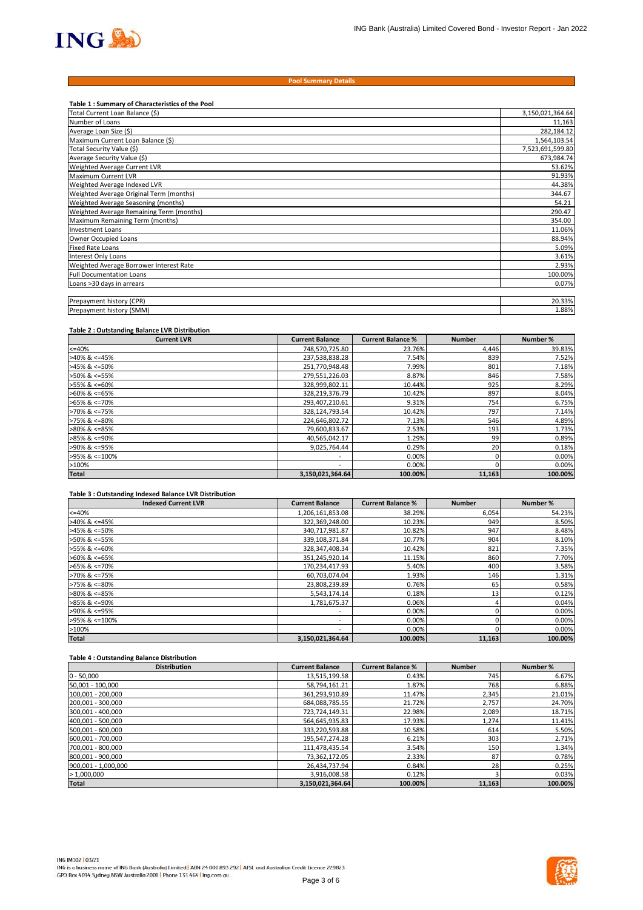## Pool Summary Details

### Table 1 : Summary of Characteristics of the Pool

| | |
|---|---|
| Total Current Loan Balance ($) | 3,150,021,364.64 |
| Number of Loans | 11,163 |
| Average Loan Size ($) | 282,184.12 |
| Maximum Current Loan Balance ($) | 1,564,103.54 |
| Total Security Value ($) | 7,523,691,599.80 |
| Average Security Value ($) | 673,984.74 |
| Weighted Average Current LVR | 53.62% |
| Maximum Current LVR | 91.93% |
| Weighted Average Indexed LVR | 44.38% |
| Weighted Average Original Term (months) | 344.67 |
| Weighted Average Seasoning (months) | 54.21 |
| Weighted Average Remaining Term (months) | 290.47 |
| Maximum Remaining Term (months) | 354.00 |
| Investment Loans | 11.06% |
| Owner Occupied Loans | 88.94% |
| Fixed Rate Loans | 5.09% |
| Interest Only Loans | 3.61% |
| Weighted Average Borrower Interest Rate | 2.93% |
| Full Documentation Loans | 100.00% |
| Loans >30 days in arrears | 0.07% |
| | |
| Prepayment history (CPR) | 20.33% |
| Prepayment history (SMM) | 1.88% |

### Table 2 : Outstanding Balance LVR Distribution

| Current LVR | Current Balance | Current Balance % | Number | Number % |
|---|---|---|---|---|
| <=40% | 748,570,725.80 | 23.76% | 4,446 | 39.83% |
| >40% & <=45% | 237,538,838.28 | 7.54% | 839 | 7.52% |
| >45% & <=50% | 251,770,948.48 | 7.99% | 801 | 7.18% |
| >50% & <=55% | 279,551,226.03 | 8.87% | 846 | 7.58% |
| >55% & <=60% | 328,999,802.11 | 10.44% | 925 | 8.29% |
| >60% & <=65% | 328,219,376.79 | 10.42% | 897 | 8.04% |
| >65% & <=70% | 293,407,210.61 | 9.31% | 754 | 6.75% |
| >70% & <=75% | 328,124,793.54 | 10.42% | 797 | 7.14% |
| >75% & <=80% | 224,646,802.72 | 7.13% | 546 | 4.89% |
| >80% & <=85% | 79,600,833.67 | 2.53% | 193 | 1.73% |
| >85% & <=90% | 40,565,042.17 | 1.29% | 99 | 0.89% |
| >90% & <=95% | 9,025,764.44 | 0.29% | 20 | 0.18% |
| >95% & <=100% | - | 0.00% | 0 | 0.00% |
| >100% | - | 0.00% | 0 | 0.00% |
| **Total** | **3,150,021,364.64** | **100.00%** | **11,163** | **100.00%** |

### Table 3 : Outstanding Indexed Balance LVR Distribution

| Indexed Current LVR | Current Balance | Current Balance % | Number | Number % |
|---|---|---|---|---|
| <=40% | 1,206,161,853.08 | 38.29% | 6,054 | 54.23% |
| >40% & <=45% | 322,369,248.00 | 10.23% | 949 | 8.50% |
| >45% & <=50% | 340,717,981.87 | 10.82% | 947 | 8.48% |
| >50% & <=55% | 339,108,371.84 | 10.77% | 904 | 8.10% |
| >55% & <=60% | 328,347,408.34 | 10.42% | 821 | 7.35% |
| >60% & <=65% | 351,245,920.14 | 11.15% | 860 | 7.70% |
| >65% & <=70% | 170,234,417.93 | 5.40% | 400 | 3.58% |
| >70% & <=75% | 60,703,074.04 | 1.93% | 146 | 1.31% |
| >75% & <=80% | 23,808,239.89 | 0.76% | 65 | 0.58% |
| >80% & <=85% | 5,543,174.14 | 0.18% | 13 | 0.12% |
| >85% & <=90% | 1,781,675.37 | 0.06% | 4 | 0.04% |
| >90% & <=95% | - | 0.00% | 0 | 0.00% |
| >95% & <=100% | - | 0.00% | 0 | 0.00% |
| >100% | - | 0.00% | 0 | 0.00% |
| **Total** | **3,150,021,364.64** | **100.00%** | **11,163** | **100.00%** |

### Table 4 : Outstanding Balance Distribution

| Distribution | Current Balance | Current Balance % | Number | Number % |
|---|---|---|---|---|
| 0 - 50,000 | 13,515,199.58 | 0.43% | 745 | 6.67% |
| 50,001 - 100,000 | 58,794,161.21 | 1.87% | 768 | 6.88% |
| 100,001 - 200,000 | 361,293,910.89 | 11.47% | 2,345 | 21.01% |
| 200,001 - 300,000 | 684,088,785.55 | 21.72% | 2,757 | 24.70% |
| 300,001 - 400,000 | 723,724,149.31 | 22.98% | 2,089 | 18.71% |
| 400,001 - 500,000 | 564,645,935.83 | 17.93% | 1,274 | 11.41% |
| 500,001 - 600,000 | 333,220,593.88 | 10.58% | 614 | 5.50% |
| 600,001 - 700,000 | 195,547,274.28 | 6.21% | 303 | 2.71% |
| 700,001 - 800,000 | 111,478,435.54 | 3.54% | 150 | 1.34% |
| 800,001 - 900,000 | 73,362,172.05 | 2.33% | 87 | 0.78% |
| 900,001 - 1,000,000 | 26,434,737.94 | 0.84% | 28 | 0.25% |
| > 1,000,000 | 3,916,008.58 | 0.12% | 3 | 0.03% |
| **Total** | **3,150,021,364.64** | **100.00%** | **11,163** | **100.00%** |

ING IM102 | 03/21
ING is a business name of ING Bank (Australia) Limited | ABN 24 000 893 292 | AFSL and Australian Credit Licence 229823
GPO Box 4094 Sydney NSW Australia 2001 | Phone 133 464 | ing.com.au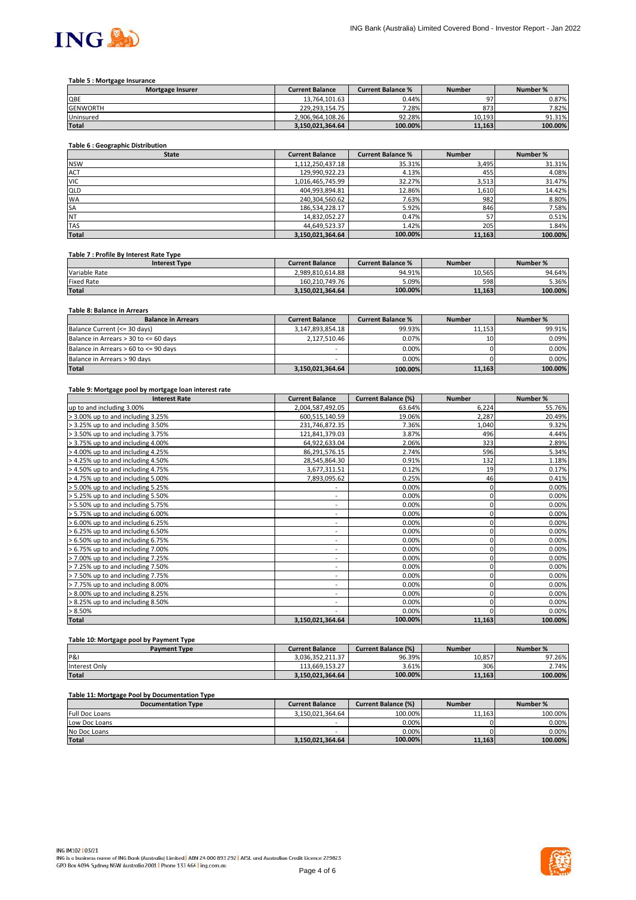**Table 5 : Mortgage Insurance**

| Mortgage Insurer | Current Balance | Current Balance % | Number | Number % |
|---|---|---|---|---|
| QBE | 13,764,101.63 | 0.44% | 97 | 0.87% |
| GENWORTH | 229,293,154.75 | 7.28% | 873 | 7.82% |
| Uninsured | 2,906,964,108.26 | 92.28% | 10,193 | 91.31% |
| **Total** | **3,150,021,364.64** | **100.00%** | **11,163** | **100.00%** |

**Table 6 : Geographic Distribution**

| State | Current Balance | Current Balance % | Number | Number % |
|---|---|---|---|---|
| NSW | 1,112,250,437.18 | 35.31% | 3,495 | 31.31% |
| ACT | 129,990,922.23 | 4.13% | 455 | 4.08% |
| VIC | 1,016,465,745.99 | 32.27% | 3,513 | 31.47% |
| QLD | 404,993,894.81 | 12.86% | 1,610 | 14.42% |
| WA | 240,304,560.62 | 7.63% | 982 | 8.80% |
| SA | 186,534,228.17 | 5.92% | 846 | 7.58% |
| NT | 14,832,052.27 | 0.47% | 57 | 0.51% |
| TAS | 44,649,523.37 | 1.42% | 205 | 1.84% |
| **Total** | **3,150,021,364.64** | **100.00%** | **11,163** | **100.00%** |

**Table 7 : Profile By Interest Rate Type**

| Interest Type | Current Balance | Current Balance % | Number | Number % |
|---|---|---|---|---|
| Variable Rate | 2,989,810,614.88 | 94.91% | 10,565 | 94.64% |
| Fixed Rate | 160,210,749.76 | 5.09% | 598 | 5.36% |
| **Total** | **3,150,021,364.64** | **100.00%** | **11,163** | **100.00%** |

**Table 8: Balance in Arrears**

| Balance in Arrears | Current Balance | Current Balance % | Number | Number % |
|---|---|---|---|---|
| Balance Current (<= 30 days) | 3,147,893,854.18 | 99.93% | 11,153 | 99.91% |
| Balance in Arrears > 30 to <= 60 days | 2,127,510.46 | 0.07% | 10 | 0.09% |
| Balance in Arrears > 60 to <= 90 days | - | 0.00% | 0 | 0.00% |
| Balance in Arrears > 90 days | - | 0.00% | 0 | 0.00% |
| **Total** | **3,150,021,364.64** | **100.00%** | **11,163** | **100.00%** |

**Table 9: Mortgage pool by mortgage loan interest rate**

| Interest Rate | Current Balance | Current Balance (%) | Number | Number % |
|---|---|---|---|---|
| up to and including 3.00% | 2,004,587,492.05 | 63.64% | 6,224 | 55.76% |
| > 3.00% up to and including 3.25% | 600,515,140.59 | 19.06% | 2,287 | 20.49% |
| > 3.25% up to and including 3.50% | 231,746,872.35 | 7.36% | 1,040 | 9.32% |
| > 3.50% up to and including 3.75% | 121,841,379.03 | 3.87% | 496 | 4.44% |
| > 3.75% up to and including 4.00% | 64,922,633.04 | 2.06% | 323 | 2.89% |
| > 4.00% up to and including 4.25% | 86,291,576.15 | 2.74% | 596 | 5.34% |
| > 4.25% up to and including 4.50% | 28,545,864.30 | 0.91% | 132 | 1.18% |
| > 4.50% up to and including 4.75% | 3,677,311.51 | 0.12% | 19 | 0.17% |
| > 4.75% up to and including 5.00% | 7,893,095.62 | 0.25% | 46 | 0.41% |
| > 5.00% up to and including 5.25% | - | 0.00% | 0 | 0.00% |
| > 5.25% up to and including 5.50% | - | 0.00% | 0 | 0.00% |
| > 5.50% up to and including 5.75% | - | 0.00% | 0 | 0.00% |
| > 5.75% up to and including 6.00% | - | 0.00% | 0 | 0.00% |
| > 6.00% up to and including 6.25% | - | 0.00% | 0 | 0.00% |
| > 6.25% up to and including 6.50% | - | 0.00% | 0 | 0.00% |
| > 6.50% up to and including 6.75% | - | 0.00% | 0 | 0.00% |
| > 6.75% up to and including 7.00% | - | 0.00% | 0 | 0.00% |
| > 7.00% up to and including 7.25% | - | 0.00% | 0 | 0.00% |
| > 7.25% up to and including 7.50% | - | 0.00% | 0 | 0.00% |
| > 7.50% up to and including 7.75% | - | 0.00% | 0 | 0.00% |
| > 7.75% up to and including 8.00% | - | 0.00% | 0 | 0.00% |
| > 8.00% up to and including 8.25% | - | 0.00% | 0 | 0.00% |
| > 8.25% up to and including 8.50% | - | 0.00% | 0 | 0.00% |
| > 8.50% | - | 0.00% | 0 | 0.00% |
| **Total** | **3,150,021,364.64** | **100.00%** | **11,163** | **100.00%** |

**Table 10: Mortgage pool by Payment Type**

| Payment Type | Current Balance | Current Balance (%) | Number | Number % |
|---|---|---|---|---|
| P&I | 3,036,352,211.37 | 96.39% | 10,857 | 97.26% |
| Interest Only | 113,669,153.27 | 3.61% | 306 | 2.74% |
| **Total** | **3,150,021,364.64** | **100.00%** | **11,163** | **100.00%** |

**Table 11: Mortgage Pool by Documentation Type**

| Documentation Type | Current Balance | Current Balance (%) | Number | Number % |
|---|---|---|---|---|
| Full Doc Loans | 3,150,021,364.64 | 100.00% | 11,163 | 100.00% |
| Low Doc Loans | - | 0.00% | 0 | 0.00% |
| No Doc Loans | - | 0.00% | 0 | 0.00% |
| **Total** | **3,150,021,364.64** | **100.00%** | **11,163** | **100.00%** |

ING IM102 | 03/21
ING is a business name of ING Bank (Australia) Limited | ABN 24 000 893 292 | AFSL and Australian Credit Licence 229823
GPO Box 4094 Sydney NSW Australia 2001 | Phone 133 464 | ing.com.au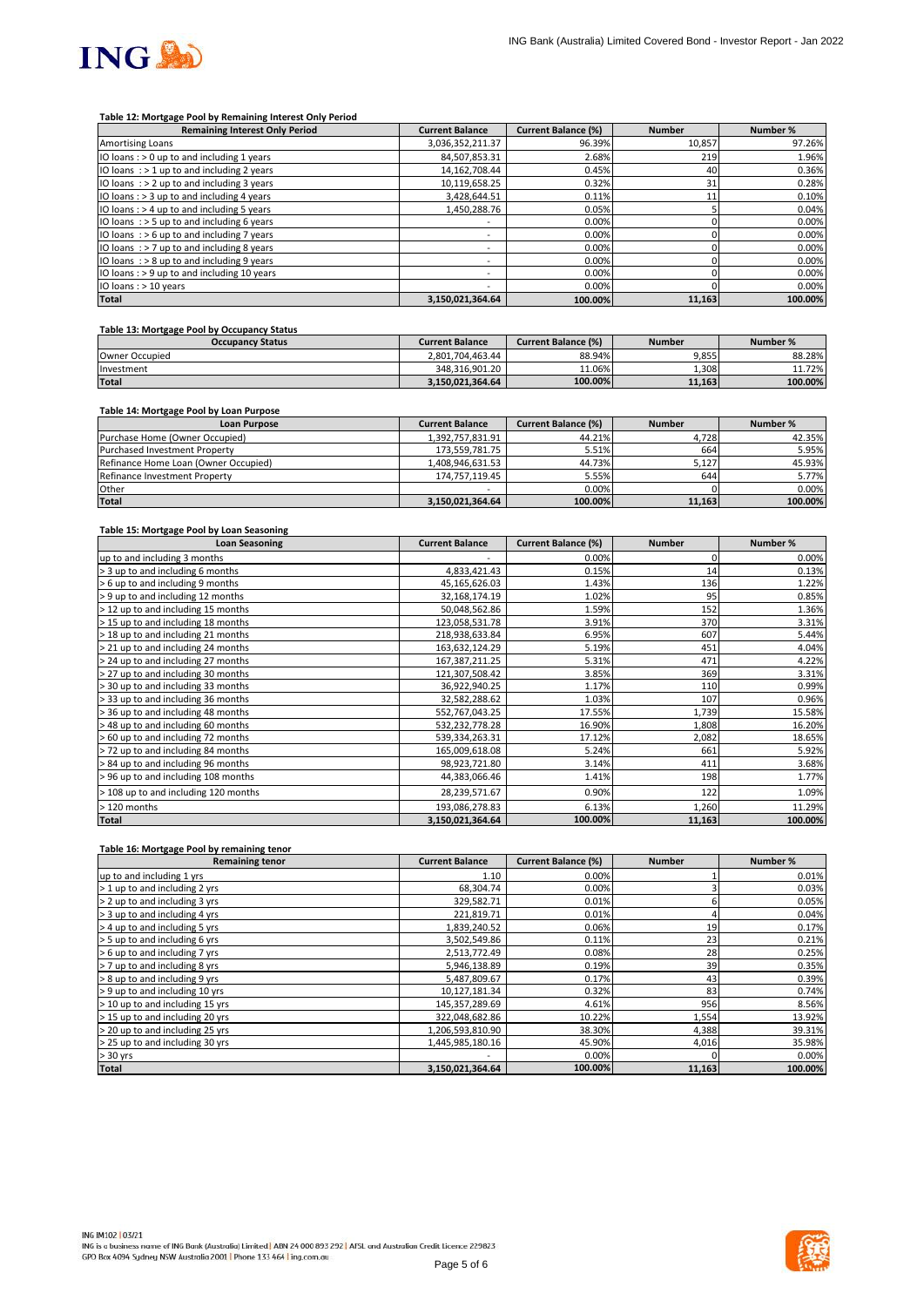#### Table 12: Mortgage Pool by Remaining Interest Only Period

| Remaining Interest Only Period | Current Balance | Current Balance (%) | Number | Number % |
|---|---|---|---|---|
| Amortising Loans | 3,036,352,211.37 | 96.39% | 10,857 | 97.26% |
| IO loans : > 0 up to and including 1 years | 84,507,853.31 | 2.68% | 219 | 1.96% |
| IO loans : > 1 up to and including 2 years | 14,162,708.44 | 0.45% | 40 | 0.36% |
| IO loans : > 2 up to and including 3 years | 10,119,658.25 | 0.32% | 31 | 0.28% |
| IO loans : > 3 up to and including 4 years | 3,428,644.51 | 0.11% | 11 | 0.10% |
| IO loans : > 4 up to and including 5 years | 1,450,288.76 | 0.05% | 5 | 0.04% |
| IO loans : > 5 up to and including 6 years | - | 0.00% | 0 | 0.00% |
| IO loans : > 6 up to and including 7 years | - | 0.00% | 0 | 0.00% |
| IO loans : > 7 up to and including 8 years | - | 0.00% | 0 | 0.00% |
| IO loans : > 8 up to and including 9 years | - | 0.00% | 0 | 0.00% |
| IO loans : > 9 up to and including 10 years | - | 0.00% | 0 | 0.00% |
| IO loans : > 10 years | - | 0.00% | 0 | 0.00% |
| **Total** | **3,150,021,364.64** | **100.00%** | **11,163** | **100.00%** |

#### Table 13: Mortgage Pool by Occupancy Status

| Occupancy Status | Current Balance | Current Balance (%) | Number | Number % |
|---|---|---|---|---|
| Owner Occupied | 2,801,704,463.44 | 88.94% | 9,855 | 88.28% |
| Investment | 348,316,901.20 | 11.06% | 1,308 | 11.72% |
| **Total** | **3,150,021,364.64** | **100.00%** | **11,163** | **100.00%** |

#### Table 14: Mortgage Pool by Loan Purpose

| Loan Purpose | Current Balance | Current Balance (%) | Number | Number % |
|---|---|---|---|---|
| Purchase Home (Owner Occupied) | 1,392,757,831.91 | 44.21% | 4,728 | 42.35% |
| Purchased Investment Property | 173,559,781.75 | 5.51% | 664 | 5.95% |
| Refinance Home Loan (Owner Occupied) | 1,408,946,631.53 | 44.73% | 5,127 | 45.93% |
| Refinance Investment Property | 174,757,119.45 | 5.55% | 644 | 5.77% |
| Other | - | 0.00% | 0 | 0.00% |
| **Total** | **3,150,021,364.64** | **100.00%** | **11,163** | **100.00%** |

#### Table 15: Mortgage Pool by Loan Seasoning

| Loan Seasoning | Current Balance | Current Balance (%) | Number | Number % |
|---|---|---|---|---|
| up to and including 3 months | - | 0.00% | 0 | 0.00% |
| > 3 up to and including 6 months | 4,833,421.43 | 0.15% | 14 | 0.13% |
| > 6 up to and including 9 months | 45,165,626.03 | 1.43% | 136 | 1.22% |
| > 9 up to and including 12 months | 32,168,174.19 | 1.02% | 95 | 0.85% |
| > 12 up to and including 15 months | 50,048,562.86 | 1.59% | 152 | 1.36% |
| > 15 up to and including 18 months | 123,058,531.78 | 3.91% | 370 | 3.31% |
| > 18 up to and including 21 months | 218,938,633.84 | 6.95% | 607 | 5.44% |
| > 21 up to and including 24 months | 163,632,124.29 | 5.19% | 451 | 4.04% |
| > 24 up to and including 27 months | 167,387,211.25 | 5.31% | 471 | 4.22% |
| > 27 up to and including 30 months | 121,307,508.42 | 3.85% | 369 | 3.31% |
| > 30 up to and including 33 months | 36,922,940.25 | 1.17% | 110 | 0.99% |
| > 33 up to and including 36 months | 32,582,288.62 | 1.03% | 107 | 0.96% |
| > 36 up to and including 48 months | 552,767,043.25 | 17.55% | 1,739 | 15.58% |
| > 48 up to and including 60 months | 532,232,778.28 | 16.90% | 1,808 | 16.20% |
| > 60 up to and including 72 months | 539,334,263.31 | 17.12% | 2,082 | 18.65% |
| > 72 up to and including 84 months | 165,009,618.08 | 5.24% | 661 | 5.92% |
| > 84 up to and including 96 months | 98,923,721.80 | 3.14% | 411 | 3.68% |
| > 96 up to and including 108 months | 44,383,066.46 | 1.41% | 198 | 1.77% |
| > 108 up to and including 120 months | 28,239,571.67 | 0.90% | 122 | 1.09% |
| > 120 months | 193,086,278.83 | 6.13% | 1,260 | 11.29% |
| **Total** | **3,150,021,364.64** | **100.00%** | **11,163** | **100.00%** |

#### Table 16: Mortgage Pool by remaining tenor

| Remaining tenor | Current Balance | Current Balance (%) | Number | Number % |
|---|---|---|---|---|
| up to and including 1 yrs | 1.10 | 0.00% | 1 | 0.01% |
| > 1 up to and including 2 yrs | 68,304.74 | 0.00% | 3 | 0.03% |
| > 2 up to and including 3 yrs | 329,582.71 | 0.01% | 6 | 0.05% |
| > 3 up to and including 4 yrs | 221,819.71 | 0.01% | 4 | 0.04% |
| > 4 up to and including 5 yrs | 1,839,240.52 | 0.06% | 19 | 0.17% |
| > 5 up to and including 6 yrs | 3,502,549.86 | 0.11% | 23 | 0.21% |
| > 6 up to and including 7 yrs | 2,513,772.49 | 0.08% | 28 | 0.25% |
| > 7 up to and including 8 yrs | 5,946,138.89 | 0.19% | 39 | 0.35% |
| > 8 up to and including 9 yrs | 5,487,809.67 | 0.17% | 43 | 0.39% |
| > 9 up to and including 10 yrs | 10,127,181.34 | 0.32% | 83 | 0.74% |
| > 10 up to and including 15 yrs | 145,357,289.69 | 4.61% | 956 | 8.56% |
| > 15 up to and including 20 yrs | 322,048,682.86 | 10.22% | 1,554 | 13.92% |
| > 20 up to and including 25 yrs | 1,206,593,810.90 | 38.30% | 4,388 | 39.31% |
| > 25 up to and including 30 yrs | 1,445,985,180.16 | 45.90% | 4,016 | 35.98% |
| > 30 yrs | - | 0.00% | 0 | 0.00% |
| **Total** | **3,150,021,364.64** | **100.00%** | **11,163** | **100.00%** |

ING IM102 | 03/21
ING is a business name of ING Bank (Australia) Limited | ABN 24 000 893 292 | AFSL and Australian Credit Licence 229823
GPO Box 4094 Sydney NSW Australia 2001 | Phone 133 464 | ing.com.au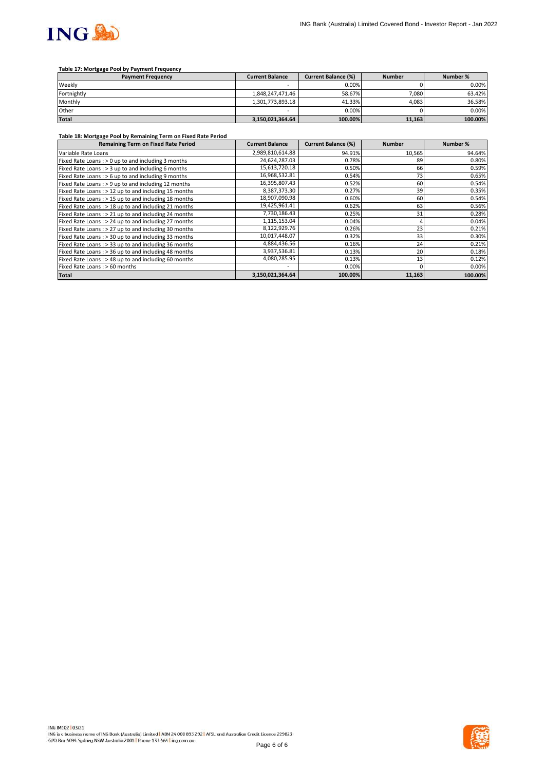**Table 17: Mortgage Pool by Payment Frequency**

| Payment Frequency | Current Balance | Current Balance (%) | Number | Number % |
|---|---|---|---|---|
| Weekly | - | 0.00% | 0 | 0.00% |
| Fortnightly | 1,848,247,471.46 | 58.67% | 7,080 | 63.42% |
| Monthly | 1,301,773,893.18 | 41.33% | 4,083 | 36.58% |
| Other | - | 0.00% | 0 | 0.00% |
| **Total** | **3,150,021,364.64** | **100.00%** | **11,163** | **100.00%** |

**Table 18: Mortgage Pool by Remaining Term on Fixed Rate Period**

| Remaining Term on Fixed Rate Period | Current Balance | Current Balance (%) | Number | Number % |
|---|---|---|---|---|
| Variable Rate Loans | 2,989,810,614.88 | 94.91% | 10,565 | 94.64% |
| Fixed Rate Loans : > 0 up to and including 3 months | 24,624,287.03 | 0.78% | 89 | 0.80% |
| Fixed Rate Loans : > 3 up to and including 6 months | 15,613,720.18 | 0.50% | 66 | 0.59% |
| Fixed Rate Loans : > 6 up to and including 9 months | 16,968,532.81 | 0.54% | 73 | 0.65% |
| Fixed Rate Loans : > 9 up to and including 12 months | 16,395,807.43 | 0.52% | 60 | 0.54% |
| Fixed Rate Loans : > 12 up to and including 15 months | 8,387,373.30 | 0.27% | 39 | 0.35% |
| Fixed Rate Loans : > 15 up to and including 18 months | 18,907,090.98 | 0.60% | 60 | 0.54% |
| Fixed Rate Loans : > 18 up to and including 21 months | 19,425,961.41 | 0.62% | 63 | 0.56% |
| Fixed Rate Loans : > 21 up to and including 24 months | 7,730,186.43 | 0.25% | 31 | 0.28% |
| Fixed Rate Loans : > 24 up to and including 27 months | 1,115,153.04 | 0.04% | 4 | 0.04% |
| Fixed Rate Loans : > 27 up to and including 30 months | 8,122,929.76 | 0.26% | 23 | 0.21% |
| Fixed Rate Loans : > 30 up to and including 33 months | 10,017,448.07 | 0.32% | 33 | 0.30% |
| Fixed Rate Loans : > 33 up to and including 36 months | 4,884,436.56 | 0.16% | 24 | 0.21% |
| Fixed Rate Loans : > 36 up to and including 48 months | 3,937,536.81 | 0.13% | 20 | 0.18% |
| Fixed Rate Loans : > 48 up to and including 60 months | 4,080,285.95 | 0.13% | 13 | 0.12% |
| Fixed Rate Loans : > 60 months | - | 0.00% | 0 | 0.00% |
| **Total** | **3,150,021,364.64** | **100.00%** | **11,163** | **100.00%** |

ING IM102 | 03/21
ING is a business name of ING Bank (Australia) Limited | ABN 24 000 893 292 | AFSL and Australian Credit Licence 229823
GPO Box 4094 Sydney NSW Australia 2001 | Phone 133 464 | ing.com.au